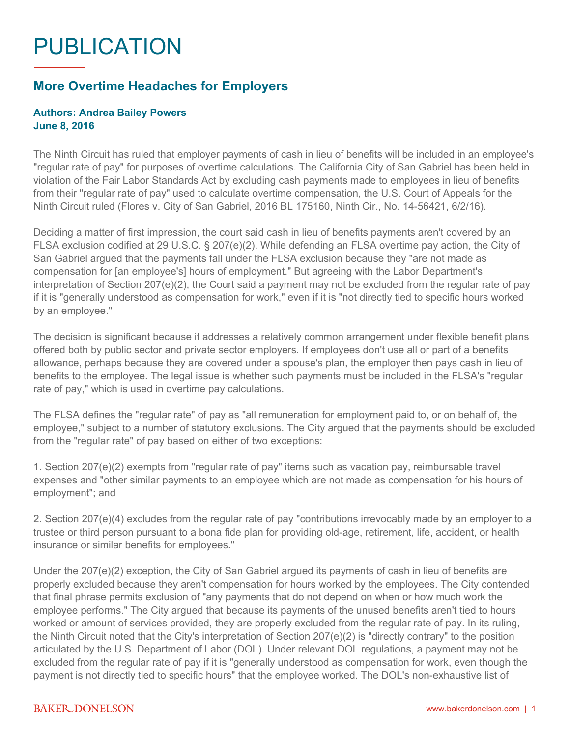# PUBLICATION

## More Overtime Headaches for Employers

**Authors: Andrea Bailey Powers**
**June 8, 2016**

The Ninth Circuit has ruled that employer payments of cash in lieu of benefits will be included in an employee's "regular rate of pay" for purposes of overtime calculations. The California City of San Gabriel has been held in violation of the Fair Labor Standards Act by excluding cash payments made to employees in lieu of benefits from their "regular rate of pay" used to calculate overtime compensation, the U.S. Court of Appeals for the Ninth Circuit ruled (Flores v. City of San Gabriel, 2016 BL 175160, Ninth Cir., No. 14-56421, 6/2/16).

Deciding a matter of first impression, the court said cash in lieu of benefits payments aren't covered by an FLSA exclusion codified at 29 U.S.C. § 207(e)(2). While defending an FLSA overtime pay action, the City of San Gabriel argued that the payments fall under the FLSA exclusion because they "are not made as compensation for [an employee's] hours of employment." But agreeing with the Labor Department's interpretation of Section 207(e)(2), the Court said a payment may not be excluded from the regular rate of pay if it is "generally understood as compensation for work," even if it is "not directly tied to specific hours worked by an employee."

The decision is significant because it addresses a relatively common arrangement under flexible benefit plans offered both by public sector and private sector employers. If employees don't use all or part of a benefits allowance, perhaps because they are covered under a spouse's plan, the employer then pays cash in lieu of benefits to the employee. The legal issue is whether such payments must be included in the FLSA's "regular rate of pay," which is used in overtime pay calculations.

The FLSA defines the "regular rate" of pay as "all remuneration for employment paid to, or on behalf of, the employee," subject to a number of statutory exclusions. The City argued that the payments should be excluded from the "regular rate" of pay based on either of two exceptions:

1. Section 207(e)(2) exempts from "regular rate of pay" items such as vacation pay, reimbursable travel expenses and "other similar payments to an employee which are not made as compensation for his hours of employment"; and

2. Section 207(e)(4) excludes from the regular rate of pay "contributions irrevocably made by an employer to a trustee or third person pursuant to a bona fide plan for providing old-age, retirement, life, accident, or health insurance or similar benefits for employees."

Under the 207(e)(2) exception, the City of San Gabriel argued its payments of cash in lieu of benefits are properly excluded because they aren't compensation for hours worked by the employees. The City contended that final phrase permits exclusion of "any payments that do not depend on when or how much work the employee performs." The City argued that because its payments of the unused benefits aren't tied to hours worked or amount of services provided, they are properly excluded from the regular rate of pay. In its ruling, the Ninth Circuit noted that the City's interpretation of Section 207(e)(2) is "directly contrary" to the position articulated by the U.S. Department of Labor (DOL). Under relevant DOL regulations, a payment may not be excluded from the regular rate of pay if it is "generally understood as compensation for work, even though the payment is not directly tied to specific hours" that the employee worked. The DOL's non-exhaustive list of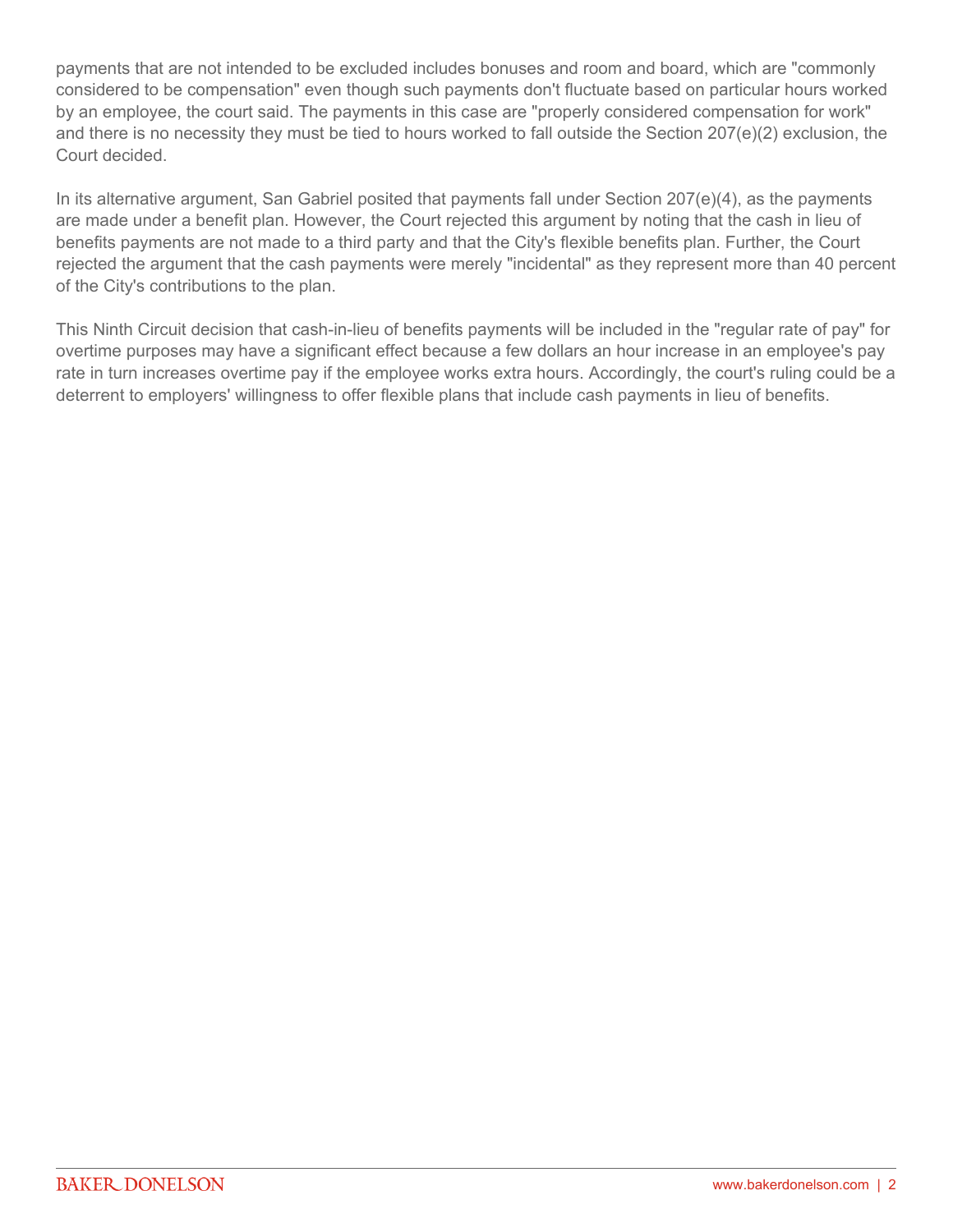payments that are not intended to be excluded includes bonuses and room and board, which are "commonly considered to be compensation" even though such payments don't fluctuate based on particular hours worked by an employee, the court said. The payments in this case are "properly considered compensation for work" and there is no necessity they must be tied to hours worked to fall outside the Section 207(e)(2) exclusion, the Court decided.

In its alternative argument, San Gabriel posited that payments fall under Section 207(e)(4), as the payments are made under a benefit plan. However, the Court rejected this argument by noting that the cash in lieu of benefits payments are not made to a third party and that the City's flexible benefits plan. Further, the Court rejected the argument that the cash payments were merely "incidental" as they represent more than 40 percent of the City's contributions to the plan.

This Ninth Circuit decision that cash-in-lieu of benefits payments will be included in the "regular rate of pay" for overtime purposes may have a significant effect because a few dollars an hour increase in an employee's pay rate in turn increases overtime pay if the employee works extra hours. Accordingly, the court's ruling could be a deterrent to employers' willingness to offer flexible plans that include cash payments in lieu of benefits.